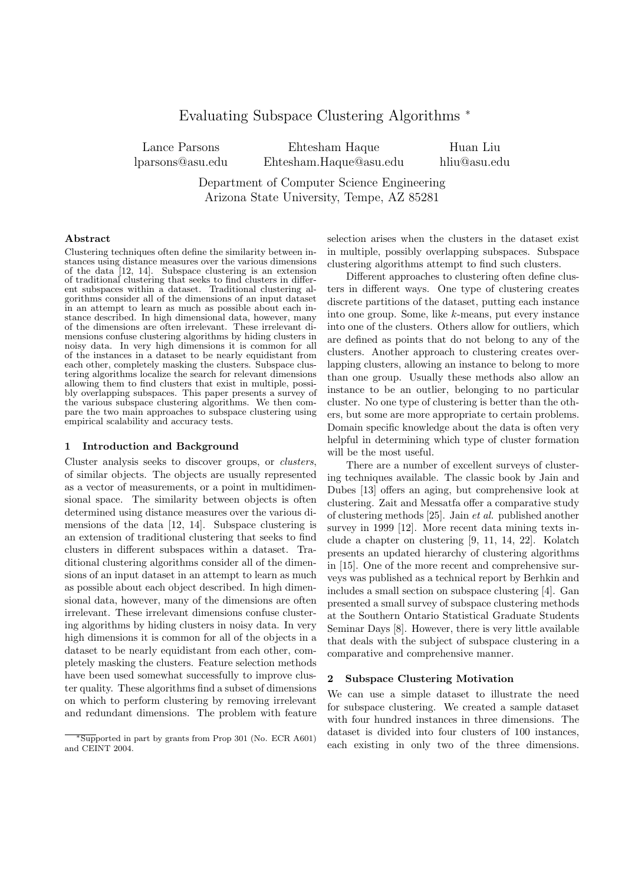# Evaluating Subspace Clustering Algorithms *

Lance Parsons
lparsons@asu.edu

Ehtesham Haque
Ehtesham.Haque@asu.edu

Huan Liu
hliu@asu.edu

Department of Computer Science Engineering
Arizona State University, Tempe, AZ 85281

### Abstract

Clustering techniques often define the similarity between instances using distance measures over the various dimensions of the data [12, 14]. Subspace clustering is an extension of traditional clustering that seeks to find clusters in different subspaces within a dataset. Traditional clustering algorithms consider all of the dimensions of an input dataset in an attempt to learn as much as possible about each instance described. In high dimensional data, however, many of the dimensions are often irrelevant. These irrelevant dimensions confuse clustering algorithms by hiding clusters in noisy data. In very high dimensions it is common for all of the instances in a dataset to be nearly equidistant from each other, completely masking the clusters. Subspace clustering algorithms localize the search for relevant dimensions allowing them to find clusters that exist in multiple, possibly overlapping subspaces. This paper presents a survey of the various subspace clustering algorithms. We then compare the two main approaches to subspace clustering using empirical scalability and accuracy tests.

## 1 Introduction and Background

Cluster analysis seeks to discover groups, or *clusters*, of similar objects. The objects are usually represented as a vector of measurements, or a point in multidimensional space. The similarity between objects is often determined using distance measures over the various dimensions of the data [12, 14]. Subspace clustering is an extension of traditional clustering that seeks to find clusters in different subspaces within a dataset. Traditional clustering algorithms consider all of the dimensions of an input dataset in an attempt to learn as much as possible about each object described. In high dimensional data, however, many of the dimensions are often irrelevant. These irrelevant dimensions confuse clustering algorithms by hiding clusters in noisy data. In very high dimensions it is common for all of the objects in a dataset to be nearly equidistant from each other, completely masking the clusters. Feature selection methods have been used somewhat successfully to improve cluster quality. These algorithms find a subset of dimensions on which to perform clustering by removing irrelevant and redundant dimensions. The problem with feature selection arises when the clusters in the dataset exist in multiple, possibly overlapping subspaces. Subspace clustering algorithms attempt to find such clusters.

Different approaches to clustering often define clusters in different ways. One type of clustering creates discrete partitions of the dataset, putting each instance into one group. Some, like *k*-means, put every instance into one of the clusters. Others allow for outliers, which are defined as points that do not belong to any of the clusters. Another approach to clustering creates overlapping clusters, allowing an instance to belong to more than one group. Usually these methods also allow an instance to be an outlier, belonging to no particular cluster. No one type of clustering is better than the others, but some are more appropriate to certain problems. Domain specific knowledge about the data is often very helpful in determining which type of cluster formation will be the most useful.

There are a number of excellent surveys of clustering techniques available. The classic book by Jain and Dubes [13] offers an aging, but comprehensive look at clustering. Zait and Messatfa offer a comparative study of clustering methods [25]. Jain *et al.* published another survey in 1999 [12]. More recent data mining texts include a chapter on clustering [9, 11, 14, 22]. Kolatch presents an updated hierarchy of clustering algorithms in [15]. One of the more recent and comprehensive surveys was published as a technical report by Berhkin and includes a small section on subspace clustering [4]. Gan presented a small survey of subspace clustering methods at the Southern Ontario Statistical Graduate Students Seminar Days [8]. However, there is very little available that deals with the subject of subspace clustering in a comparative and comprehensive manner.

## 2 Subspace Clustering Motivation

We can use a simple dataset to illustrate the need for subspace clustering. We created a sample dataset with four hundred instances in three dimensions. The dataset is divided into four clusters of 100 instances, each existing in only two of the three dimensions.

*Supported in part by grants from Prop 301 (No. ECR A601) and CEINT 2004.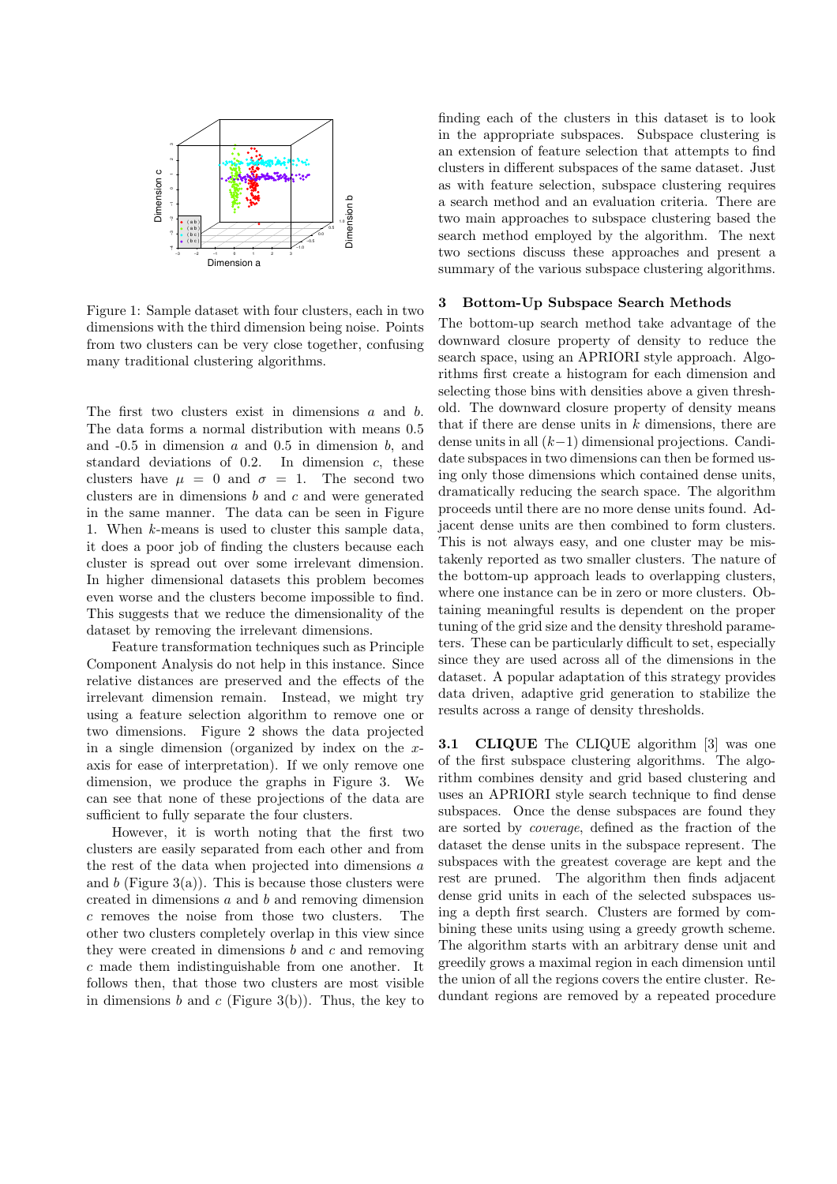Dimension c

Dimension a

Dimension b

( a b )
( a b )
( b c )
( b c )

Figure 1: Sample dataset with four clusters, each in two dimensions with the third dimension being noise. Points from two clusters can be very close together, confusing many traditional clustering algorithms.

The first two clusters exist in dimensions $a$ and $b$. The data forms a normal distribution with means 0.5 and -0.5 in dimension $a$ and 0.5 in dimension $b$, and standard deviations of 0.2. In dimension $c$, these clusters have $\mu = 0$ and $\sigma = 1$. The second two clusters are in dimensions $b$ and $c$ and were generated in the same manner. The data can be seen in Figure 1. When $k$-means is used to cluster this sample data, it does a poor job of finding the clusters because each cluster is spread out over some irrelevant dimension. In higher dimensional datasets this problem becomes even worse and the clusters become impossible to find. This suggests that we reduce the dimensionality of the dataset by removing the irrelevant dimensions.

Feature transformation techniques such as Principle Component Analysis do not help in this instance. Since relative distances are preserved and the effects of the irrelevant dimension remain. Instead, we might try using a feature selection algorithm to remove one or two dimensions. Figure 2 shows the data projected in a single dimension (organized by index on the $x$-axis for ease of interpretation). If we only remove one dimension, we produce the graphs in Figure 3. We can see that none of these projections of the data are sufficient to fully separate the four clusters.

However, it is worth noting that the first two clusters are easily separated from each other and from the rest of the data when projected into dimensions $a$ and $b$ (Figure 3(a)). This is because those clusters were created in dimensions $a$ and $b$ and removing dimension $c$ removes the noise from those two clusters. The other two clusters completely overlap in this view since they were created in dimensions $b$ and $c$ and removing $c$ made them indistinguishable from one another. It follows then, that those two clusters are most visible in dimensions $b$ and $c$ (Figure 3(b)). Thus, the key to finding each of the clusters in this dataset is to look in the appropriate subspaces. Subspace clustering is an extension of feature selection that attempts to find clusters in different subspaces of the same dataset. Just as with feature selection, subspace clustering requires a search method and an evaluation criteria. There are two main approaches to subspace clustering based the search method employed by the algorithm. The next two sections discuss these approaches and present a summary of the various subspace clustering algorithms.

## 3 Bottom-Up Subspace Search Methods

The bottom-up search method take advantage of the downward closure property of density to reduce the search space, using an APRIORI style approach. Algorithms first create a histogram for each dimension and selecting those bins with densities above a given threshold. The downward closure property of density means that if there are dense units in $k$ dimensions, there are dense units in all $(k-1)$ dimensional projections. Candidate subspaces in two dimensions can then be formed using only those dimensions which contained dense units, dramatically reducing the search space. The algorithm proceeds until there are no more dense units found. Adjacent dense units are then combined to form clusters. This is not always easy, and one cluster may be mistakenly reported as two smaller clusters. The nature of the bottom-up approach leads to overlapping clusters, where one instance can be in zero or more clusters. Obtaining meaningful results is dependent on the proper tuning of the grid size and the density threshold parameters. These can be particularly difficult to set, especially since they are used across all of the dimensions in the dataset. A popular adaptation of this strategy provides data driven, adaptive grid generation to stabilize the results across a range of density thresholds.

### 3.1 CLIQUE

The CLIQUE algorithm [3] was one of the first subspace clustering algorithms. The algorithm combines density and grid based clustering and uses an APRIORI style search technique to find dense subspaces. Once the dense subspaces are found they are sorted by *coverage*, defined as the fraction of the dataset the dense units in the subspace represent. The subspaces with the greatest coverage are kept and the rest are pruned. The algorithm then finds adjacent dense grid units in each of the selected subspaces using a depth first search. Clusters are formed by combining these units using using a greedy growth scheme. The algorithm starts with an arbitrary dense unit and greedily grows a maximal region in each dimension until the union of all the regions covers the entire cluster. Redundant regions are removed by a repeated procedure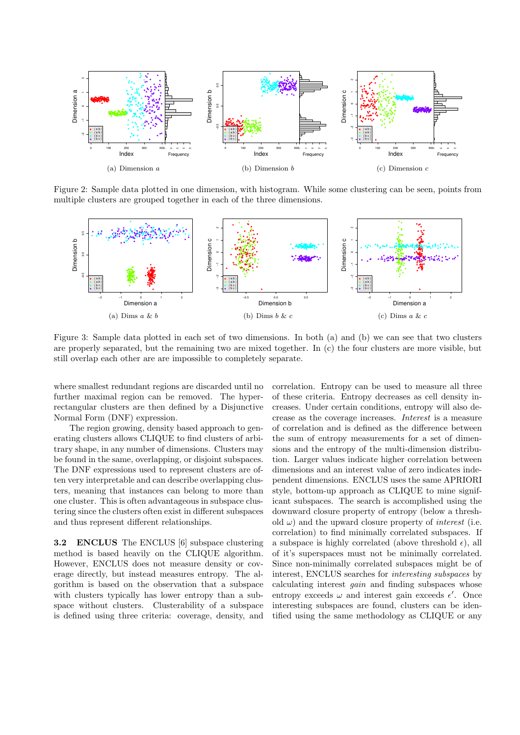(a) Dimension $a$

(b) Dimension $b$

(c) Dimension $c$

Figure 2: Sample data plotted in one dimension, with histogram. While some clustering can be seen, points from multiple clusters are grouped together in each of the three dimensions.

(a) Dims $a$ & $b$

(b) Dims $b$ & $c$

(c) Dims $a$ & $c$

Figure 3: Sample data plotted in each set of two dimensions. In both (a) and (b) we can see that two clusters are properly separated, but the remaining two are mixed together. In (c) the four clusters are more visible, but still overlap each other are are impossible to completely separate.

where smallest redundant regions are discarded until no further maximal region can be removed. The hyper-rectangular clusters are then defined by a Disjunctive Normal Form (DNF) expression.

The region growing, density based approach to generating clusters allows CLIQUE to find clusters of arbitrary shape, in any number of dimensions. Clusters may be found in the same, overlapping, or disjoint subspaces. The DNF expressions used to represent clusters are often very interpretable and can describe overlapping clusters, meaning that instances can belong to more than one cluster. This is often advantageous in subspace clustering since the clusters often exist in different subspaces and thus represent different relationships.

**3.2 ENCLUS** The ENCLUS [6] subspace clustering method is based heavily on the CLIQUE algorithm. However, ENCLUS does not measure density or coverage directly, but instead measures entropy. The algorithm is based on the observation that a subspace with clusters typically has lower entropy than a subspace without clusters. Clusterability of a subspace is defined using three criteria: coverage, density, and correlation. Entropy can be used to measure all three of these criteria. Entropy decreases as cell density increases. Under certain conditions, entropy will also decrease as the coverage increases. *Interest* is a measure of correlation and is defined as the difference between the sum of entropy measurements for a set of dimensions and the entropy of the multi-dimension distribution. Larger values indicate higher correlation between dimensions and an interest value of zero indicates independent dimensions. ENCLUS uses the same APRIORI style, bottom-up approach as CLIQUE to mine significant subspaces. The search is accomplished using the downward closure property of entropy (below a threshold $\omega$) and the upward closure property of *interest* (i.e. correlation) to find minimally correlated subspaces. If a subspace is highly correlated (above threshold $\epsilon$), all of it's superspaces must not be minimally correlated. Since non-minimally correlated subspaces might be of interest, ENCLUS searches for *interesting subspaces* by calculating interest *gain* and finding subspaces whose entropy exceeds $\omega$ and interest gain exceeds $\epsilon'$. Once interesting subspaces are found, clusters can be identified using the same methodology as CLIQUE or any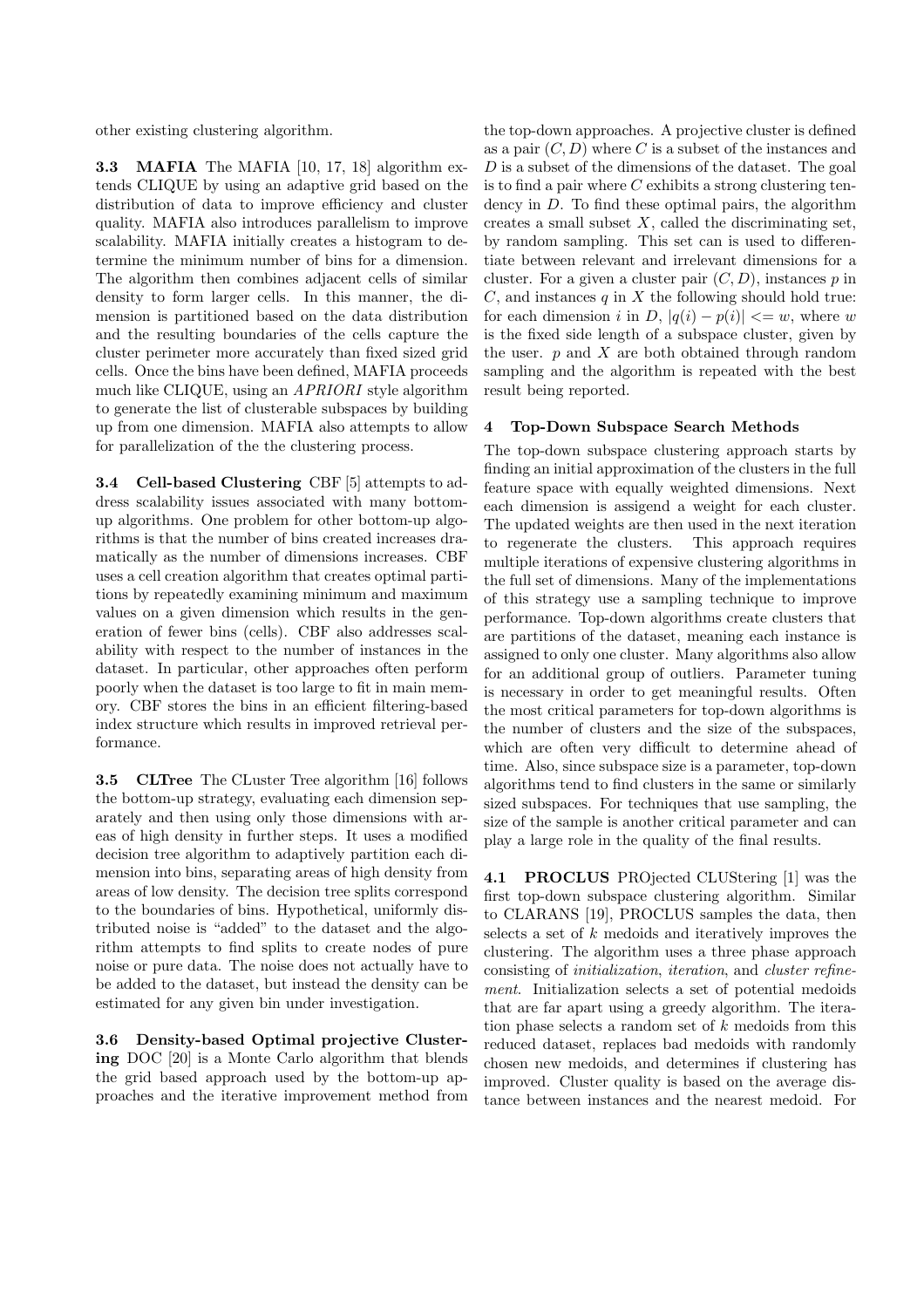other existing clustering algorithm.

**3.3 MAFIA** The MAFIA [10, 17, 18] algorithm extends CLIQUE by using an adaptive grid based on the distribution of data to improve efficiency and cluster quality. MAFIA also introduces parallelism to improve scalability. MAFIA initially creates a histogram to determine the minimum number of bins for a dimension. The algorithm then combines adjacent cells of similar density to form larger cells. In this manner, the dimension is partitioned based on the data distribution and the resulting boundaries of the cells capture the cluster perimeter more accurately than fixed sized grid cells. Once the bins have been defined, MAFIA proceeds much like CLIQUE, using an *APRIORI* style algorithm to generate the list of clusterable subspaces by building up from one dimension. MAFIA also attempts to allow for parallelization of the the clustering process.

**3.4 Cell-based Clustering** CBF [5] attempts to address scalability issues associated with many bottom-up algorithms. One problem for other bottom-up algorithms is that the number of bins created increases dramatically as the number of dimensions increases. CBF uses a cell creation algorithm that creates optimal partitions by repeatedly examining minimum and maximum values on a given dimension which results in the generation of fewer bins (cells). CBF also addresses scalability with respect to the number of instances in the dataset. In particular, other approaches often perform poorly when the dataset is too large to fit in main memory. CBF stores the bins in an efficient filtering-based index structure which results in improved retrieval performance.

**3.5 CLTree** The CLuster Tree algorithm [16] follows the bottom-up strategy, evaluating each dimension separately and then using only those dimensions with areas of high density in further steps. It uses a modified decision tree algorithm to adaptively partition each dimension into bins, separating areas of high density from areas of low density. The decision tree splits correspond to the boundaries of bins. Hypothetical, uniformly distributed noise is "added" to the dataset and the algorithm attempts to find splits to create nodes of pure noise or pure data. The noise does not actually have to be added to the dataset, but instead the density can be estimated for any given bin under investigation.

**3.6 Density-based Optimal projective Clustering** DOC [20] is a Monte Carlo algorithm that blends the grid based approach used by the bottom-up approaches and the iterative improvement method from the top-down approaches. A projective cluster is defined as a pair $(C, D)$ where $C$ is a subset of the instances and $D$ is a subset of the dimensions of the dataset. The goal is to find a pair where $C$ exhibits a strong clustering tendency in $D$. To find these optimal pairs, the algorithm creates a small subset $X$, called the discriminating set, by random sampling. This set can is used to differentiate between relevant and irrelevant dimensions for a cluster. For a given a cluster pair $(C, D)$, instances $p$ in $C$, and instances $q$ in $X$ the following should hold true: for each dimension $i$ in $D$, $|q(i) - p(i)| <= w$, where $w$ is the fixed side length of a subspace cluster, given by the user. $p$ and $X$ are both obtained through random sampling and the algorithm is repeated with the best result being reported.

## 4 Top-Down Subspace Search Methods

The top-down subspace clustering approach starts by finding an initial approximation of the clusters in the full feature space with equally weighted dimensions. Next each dimension is assigend a weight for each cluster. The updated weights are then used in the next iteration to regenerate the clusters. This approach requires multiple iterations of expensive clustering algorithms in the full set of dimensions. Many of the implementations of this strategy use a sampling technique to improve performance. Top-down algorithms create clusters that are partitions of the dataset, meaning each instance is assigned to only one cluster. Many algorithms also allow for an additional group of outliers. Parameter tuning is necessary in order to get meaningful results. Often the most critical parameters for top-down algorithms is the number of clusters and the size of the subspaces, which are often very difficult to determine ahead of time. Also, since subspace size is a parameter, top-down algorithms tend to find clusters in the same or similarly sized subspaces. For techniques that use sampling, the size of the sample is another critical parameter and can play a large role in the quality of the final results.

**4.1 PROCLUS** PROjected CLUStering [1] was the first top-down subspace clustering algorithm. Similar to CLARANS [19], PROCLUS samples the data, then selects a set of $k$ medoids and iteratively improves the clustering. The algorithm uses a three phase approach consisting of *initialization*, *iteration*, and *cluster refinement*. Initialization selects a set of potential medoids that are far apart using a greedy algorithm. The iteration phase selects a random set of $k$ medoids from this reduced dataset, replaces bad medoids with randomly chosen new medoids, and determines if clustering has improved. Cluster quality is based on the average distance between instances and the nearest medoid. For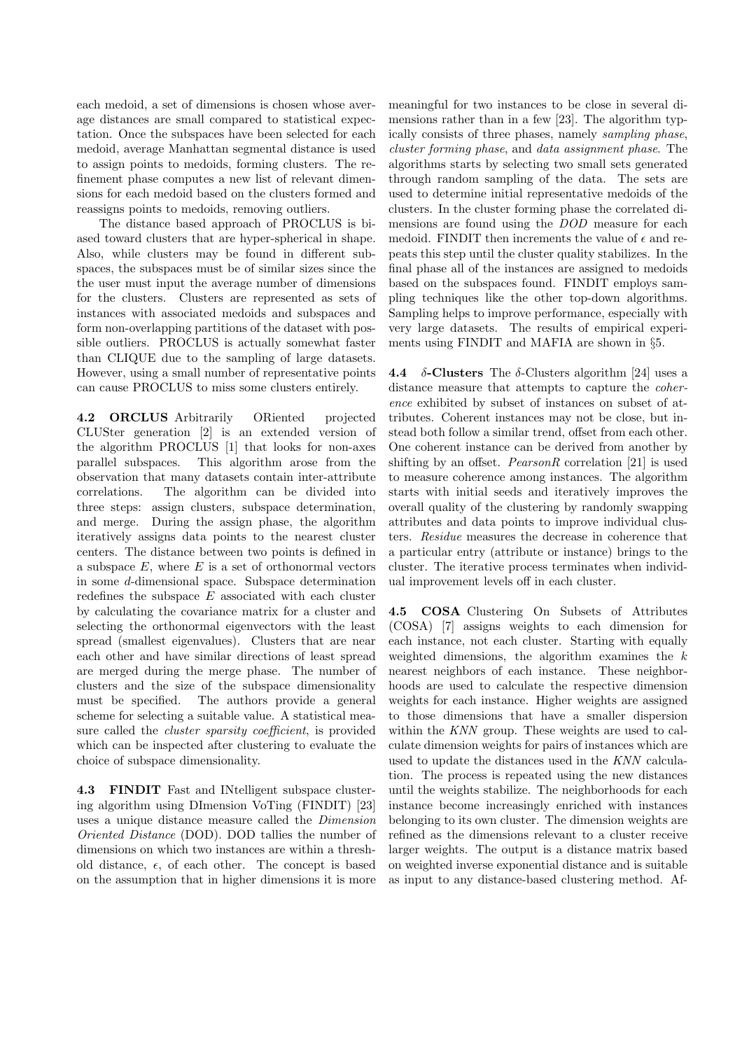each medoid, a set of dimensions is chosen whose average distances are small compared to statistical expectation. Once the subspaces have been selected for each medoid, average Manhattan segmental distance is used to assign points to medoids, forming clusters. The refinement phase computes a new list of relevant dimensions for each medoid based on the clusters formed and reassigns points to medoids, removing outliers.

The distance based approach of PROCLUS is biased toward clusters that are hyper-spherical in shape. Also, while clusters may be found in different subspaces, the subspaces must be of similar sizes since the the user must input the average number of dimensions for the clusters. Clusters are represented as sets of instances with associated medoids and subspaces and form non-overlapping partitions of the dataset with possible outliers. PROCLUS is actually somewhat faster than CLIQUE due to the sampling of large datasets. However, using a small number of representative points can cause PROCLUS to miss some clusters entirely.

**4.2 ORCLUS** Arbitrarily ORiented projected CLUSter generation [2] is an extended version of the algorithm PROCLUS [1] that looks for non-axes parallel subspaces. This algorithm arose from the observation that many datasets contain inter-attribute correlations. The algorithm can be divided into three steps: assign clusters, subspace determination, and merge. During the assign phase, the algorithm iteratively assigns data points to the nearest cluster centers. The distance between two points is defined in a subspace $E$, where $E$ is a set of orthonormal vectors in some $d$-dimensional space. Subspace determination redefines the subspace $E$ associated with each cluster by calculating the covariance matrix for a cluster and selecting the orthonormal eigenvectors with the least spread (smallest eigenvalues). Clusters that are near each other and have similar directions of least spread are merged during the merge phase. The number of clusters and the size of the subspace dimensionality must be specified. The authors provide a general scheme for selecting a suitable value. A statistical measure called the *cluster sparsity coefficient*, is provided which can be inspected after clustering to evaluate the choice of subspace dimensionality.

**4.3 FINDIT** Fast and INtelligent subspace clustering algorithm using DImension VoTing (FINDIT) [23] uses a unique distance measure called the *Dimension Oriented Distance* (DOD). DOD tallies the number of dimensions on which two instances are within a threshold distance, $\epsilon$, of each other. The concept is based on the assumption that in higher dimensions it is more meaningful for two instances to be close in several dimensions rather than in a few [23]. The algorithm typically consists of three phases, namely *sampling phase*, *cluster forming phase*, and *data assignment phase*. The algorithms starts by selecting two small sets generated through random sampling of the data. The sets are used to determine initial representative medoids of the clusters. In the cluster forming phase the correlated dimensions are found using the *DOD* measure for each medoid. FINDIT then increments the value of $\epsilon$ and repeats this step until the cluster quality stabilizes. In the final phase all of the instances are assigned to medoids based on the subspaces found. FINDIT employs sampling techniques like the other top-down algorithms. Sampling helps to improve performance, especially with very large datasets. The results of empirical experiments using FINDIT and MAFIA are shown in §5.

**4.4 $\delta$-Clusters** The $\delta$-Clusters algorithm [24] uses a distance measure that attempts to capture the *coherence* exhibited by subset of instances on subset of attributes. Coherent instances may not be close, but instead both follow a similar trend, offset from each other. One coherent instance can be derived from another by shifting by an offset. *PearsonR* correlation [21] is used to measure coherence among instances. The algorithm starts with initial seeds and iteratively improves the overall quality of the clustering by randomly swapping attributes and data points to improve individual clusters. *Residue* measures the decrease in coherence that a particular entry (attribute or instance) brings to the cluster. The iterative process terminates when individual improvement levels off in each cluster.

**4.5 COSA** Clustering On Subsets of Attributes (COSA) [7] assigns weights to each dimension for each instance, not each cluster. Starting with equally weighted dimensions, the algorithm examines the $k$ nearest neighbors of each instance. These neighborhoods are used to calculate the respective dimension weights for each instance. Higher weights are assigned to those dimensions that have a smaller dispersion within the *KNN* group. These weights are used to calculate dimension weights for pairs of instances which are used to update the distances used in the *KNN* calculation. The process is repeated using the new distances until the weights stabilize. The neighborhoods for each instance become increasingly enriched with instances belonging to its own cluster. The dimension weights are refined as the dimensions relevant to a cluster receive larger weights. The output is a distance matrix based on weighted inverse exponential distance and is suitable as input to any distance-based clustering method. Af-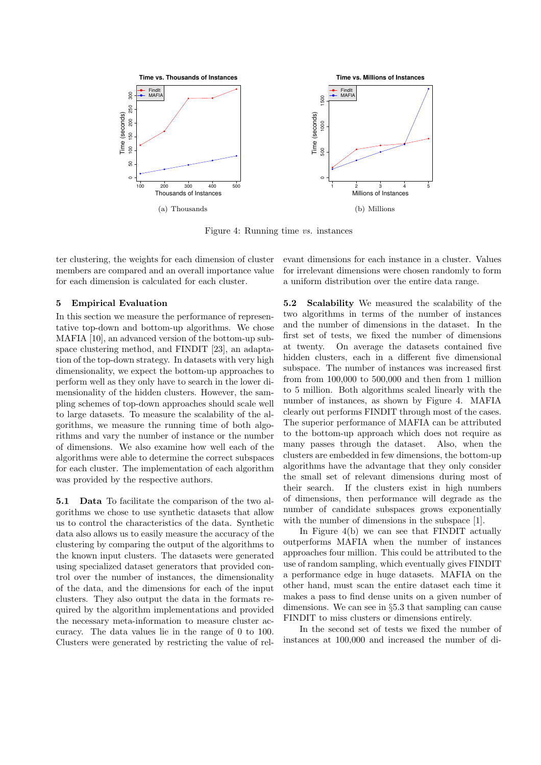Figure 4: Running time *vs.* instances

(a) Thousands

(b) Millions

ter clustering, the weights for each dimension of cluster members are compared and an overall importance value for each dimension is calculated for each cluster.

## 5 Empirical Evaluation

In this section we measure the performance of representative top-down and bottom-up algorithms. We chose MAFIA [10], an advanced version of the bottom-up subspace clustering method, and FINDIT [23], an adaptation of the top-down strategy. In datasets with very high dimensionality, we expect the bottom-up approaches to perform well as they only have to search in the lower dimensionality of the hidden clusters. However, the sampling schemes of top-down approaches should scale well to large datasets. To measure the scalability of the algorithms, we measure the running time of both algorithms and vary the number of instance or the number of dimensions. We also examine how well each of the algorithms were able to determine the correct subspaces for each cluster. The implementation of each algorithm was provided by the respective authors.

**5.1 Data** To facilitate the comparison of the two algorithms we chose to use synthetic datasets that allow us to control the characteristics of the data. Synthetic data also allows us to easily measure the accuracy of the clustering by comparing the output of the algorithms to the known input clusters. The datasets were generated using specialized dataset generators that provided control over the number of instances, the dimensionality of the data, and the dimensions for each of the input clusters. They also output the data in the formats required by the algorithm implementations and provided the necessary meta-information to measure cluster accuracy. The data values lie in the range of 0 to 100. Clusters were generated by restricting the value of relevant dimensions for each instance in a cluster. Values for irrelevant dimensions were chosen randomly to form a uniform distribution over the entire data range.

**5.2 Scalability** We measured the scalability of the two algorithms in terms of the number of instances and the number of dimensions in the dataset. In the first set of tests, we fixed the number of dimensions at twenty. On average the datasets contained five hidden clusters, each in a different five dimensional subspace. The number of instances was increased first from from 100,000 to 500,000 and then from 1 million to 5 million. Both algorithms scaled linearly with the number of instances, as shown by Figure 4. MAFIA clearly out performs FINDIT through most of the cases. The superior performance of MAFIA can be attributed to the bottom-up approach which does not require as many passes through the dataset. Also, when the clusters are embedded in few dimensions, the bottom-up algorithms have the advantage that they only consider the small set of relevant dimensions during most of their search. If the clusters exist in high numbers of dimensions, then performance will degrade as the number of candidate subspaces grows exponentially with the number of dimensions in the subspace [1].

In Figure 4(b) we can see that FINDIT actually outperforms MAFIA when the number of instances approaches four million. This could be attributed to the use of random sampling, which eventually gives FINDIT a performance edge in huge datasets. MAFIA on the other hand, must scan the entire dataset each time it makes a pass to find dense units on a given number of dimensions. We can see in §5.3 that sampling can cause FINDIT to miss clusters or dimensions entirely.

In the second set of tests we fixed the number of instances at 100,000 and increased the number of di-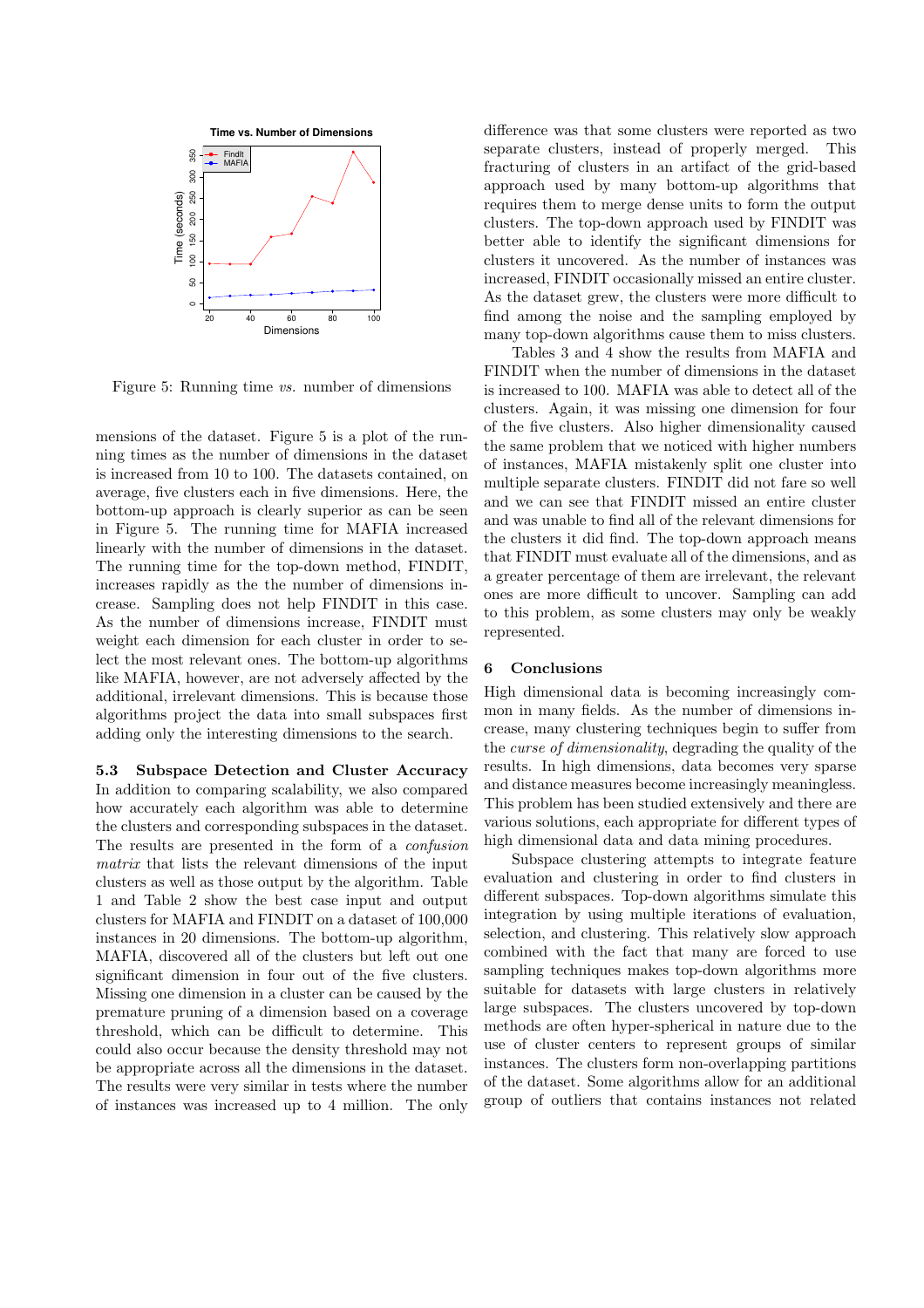Figure 5: Running time *vs.* number of dimensions

mensions of the dataset. Figure 5 is a plot of the running times as the number of dimensions in the dataset is increased from 10 to 100. The datasets contained, on average, five clusters each in five dimensions. Here, the bottom-up approach is clearly superior as can be seen in Figure 5. The running time for MAFIA increased linearly with the number of dimensions in the dataset. The running time for the top-down method, FINDIT, increases rapidly as the the number of dimensions increase. Sampling does not help FINDIT in this case. As the number of dimensions increase, FINDIT must weight each dimension for each cluster in order to select the most relevant ones. The bottom-up algorithms like MAFIA, however, are not adversely affected by the additional, irrelevant dimensions. This is because those algorithms project the data into small subspaces first adding only the interesting dimensions to the search.

### 5.3 Subspace Detection and Cluster Accuracy

In addition to comparing scalability, we also compared how accurately each algorithm was able to determine the clusters and corresponding subspaces in the dataset. The results are presented in the form of a *confusion matrix* that lists the relevant dimensions of the input clusters as well as those output by the algorithm. Table 1 and Table 2 show the best case input and output clusters for MAFIA and FINDIT on a dataset of 100,000 instances in 20 dimensions. The bottom-up algorithm, MAFIA, discovered all of the clusters but left out one significant dimension in four out of the five clusters. Missing one dimension in a cluster can be caused by the premature pruning of a dimension based on a coverage threshold, which can be difficult to determine. This could also occur because the density threshold may not be appropriate across all the dimensions in the dataset. The results were very similar in tests where the number of instances was increased up to 4 million. The only difference was that some clusters were reported as two separate clusters, instead of properly merged. This fracturing of clusters in an artifact of the grid-based approach used by many bottom-up algorithms that requires them to merge dense units to form the output clusters. The top-down approach used by FINDIT was better able to identify the significant dimensions for clusters it uncovered. As the number of instances was increased, FINDIT occasionally missed an entire cluster. As the dataset grew, the clusters were more difficult to find among the noise and the sampling employed by many top-down algorithms cause them to miss clusters.

Tables 3 and 4 show the results from MAFIA and FINDIT when the number of dimensions in the dataset is increased to 100. MAFIA was able to detect all of the clusters. Again, it was missing one dimension for four of the five clusters. Also higher dimensionality caused the same problem that we noticed with higher numbers of instances, MAFIA mistakenly split one cluster into multiple separate clusters. FINDIT did not fare so well and we can see that FINDIT missed an entire cluster and was unable to find all of the relevant dimensions for the clusters it did find. The top-down approach means that FINDIT must evaluate all of the dimensions, and as a greater percentage of them are irrelevant, the relevant ones are more difficult to uncover. Sampling can add to this problem, as some clusters may only be weakly represented.

## 6 Conclusions

High dimensional data is becoming increasingly common in many fields. As the number of dimensions increase, many clustering techniques begin to suffer from the *curse of dimensionality*, degrading the quality of the results. In high dimensions, data becomes very sparse and distance measures become increasingly meaningless. This problem has been studied extensively and there are various solutions, each appropriate for different types of high dimensional data and data mining procedures.

Subspace clustering attempts to integrate feature evaluation and clustering in order to find clusters in different subspaces. Top-down algorithms simulate this integration by using multiple iterations of evaluation, selection, and clustering. This relatively slow approach combined with the fact that many are forced to use sampling techniques makes top-down algorithms more suitable for datasets with large clusters in relatively large subspaces. The clusters uncovered by top-down methods are often hyper-spherical in nature due to the use of cluster centers to represent groups of similar instances. The clusters form non-overlapping partitions of the dataset. Some algorithms allow for an additional group of outliers that contains instances not related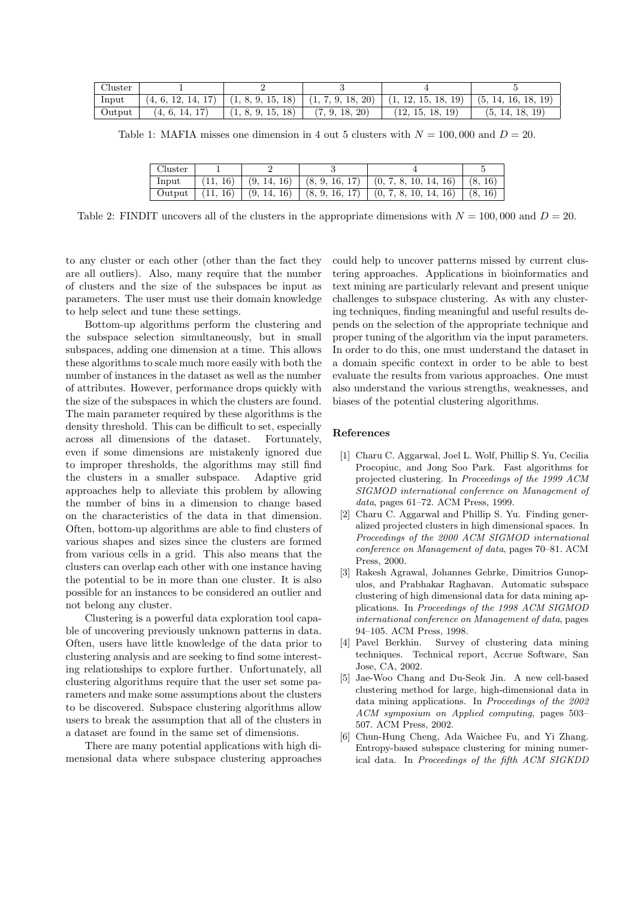| Cluster | 1 | 2 | 3 | 4 | 5 |
|---|---|---|---|---|---|
| Input | (4, 6, 12, 14, 17) | (1, 8, 9, 15, 18) | (1, 7, 9, 18, 20) | (1, 12, 15, 18, 19) | (5, 14, 16, 18, 19) |
| Output | (4, 6, 14, 17) | (1, 8, 9, 15, 18) | (7, 9, 18, 20) | (12, 15, 18, 19) | (5, 14, 18, 19) |

Table 1: MAFIA misses one dimension in 4 out 5 clusters with $N = 100,000$ and $D = 20$.

| Cluster | 1 | 2 | 3 | 4 | 5 |
|---|---|---|---|---|---|
| Input | (11, 16) | (9, 14, 16) | (8, 9, 16, 17) | (0, 7, 8, 10, 14, 16) | (8, 16) |
| Output | (11, 16) | (9, 14, 16) | (8, 9, 16, 17) | (0, 7, 8, 10, 14, 16) | (8, 16) |

Table 2: FINDIT uncovers all of the clusters in the appropriate dimensions with $N = 100,000$ and $D = 20$.

to any cluster or each other (other than the fact they are all outliers). Also, many require that the number of clusters and the size of the subspaces be input as parameters. The user must use their domain knowledge to help select and tune these settings.

Bottom-up algorithms perform the clustering and the subspace selection simultaneously, but in small subspaces, adding one dimension at a time. This allows these algorithms to scale much more easily with both the number of instances in the dataset as well as the number of attributes. However, performance drops quickly with the size of the subspaces in which the clusters are found. The main parameter required by these algorithms is the density threshold. This can be difficult to set, especially across all dimensions of the dataset. Fortunately, even if some dimensions are mistakenly ignored due to improper thresholds, the algorithms may still find the clusters in a smaller subspace. Adaptive grid approaches help to alleviate this problem by allowing the number of bins in a dimension to change based on the characteristics of the data in that dimension. Often, bottom-up algorithms are able to find clusters of various shapes and sizes since the clusters are formed from various cells in a grid. This also means that the clusters can overlap each other with one instance having the potential to be in more than one cluster. It is also possible for an instances to be considered an outlier and not belong any cluster.

Clustering is a powerful data exploration tool capable of uncovering previously unknown patterns in data. Often, users have little knowledge of the data prior to clustering analysis and are seeking to find some interesting relationships to explore further. Unfortunately, all clustering algorithms require that the user set some parameters and make some assumptions about the clusters to be discovered. Subspace clustering algorithms allow users to break the assumption that all of the clusters in a dataset are found in the same set of dimensions.

There are many potential applications with high dimensional data where subspace clustering approaches could help to uncover patterns missed by current clustering approaches. Applications in bioinformatics and text mining are particularly relevant and present unique challenges to subspace clustering. As with any clustering techniques, finding meaningful and useful results depends on the selection of the appropriate technique and proper tuning of the algorithm via the input parameters. In order to do this, one must understand the dataset in a domain specific context in order to be able to best evaluate the results from various approaches. One must also understand the various strengths, weaknesses, and biases of the potential clustering algorithms.

## References

[1] Charu C. Aggarwal, Joel L. Wolf, Phillip S. Yu, Cecilia Procopiuc, and Jong Soo Park. Fast algorithms for projected clustering. In *Proceedings of the 1999 ACM SIGMOD international conference on Management of data*, pages 61–72. ACM Press, 1999.

[2] Charu C. Aggarwal and Phillip S. Yu. Finding generalized projected clusters in high dimensional spaces. In *Proceedings of the 2000 ACM SIGMOD international conference on Management of data*, pages 70–81. ACM Press, 2000.

[3] Rakesh Agrawal, Johannes Gehrke, Dimitrios Gunopulos, and Prabhakar Raghavan. Automatic subspace clustering of high dimensional data for data mining applications. In *Proceedings of the 1998 ACM SIGMOD international conference on Management of data*, pages 94–105. ACM Press, 1998.

[4] Pavel Berkhin. Survey of clustering data mining techniques. Technical report, Accrue Software, San Jose, CA, 2002.

[5] Jae-Woo Chang and Du-Seok Jin. A new cell-based clustering method for large, high-dimensional data in data mining applications. In *Proceedings of the 2002 ACM symposium on Applied computing*, pages 503–507. ACM Press, 2002.

[6] Chun-Hung Cheng, Ada Waichee Fu, and Yi Zhang. Entropy-based subspace clustering for mining numerical data. In *Proceedings of the fifth ACM SIGKDD*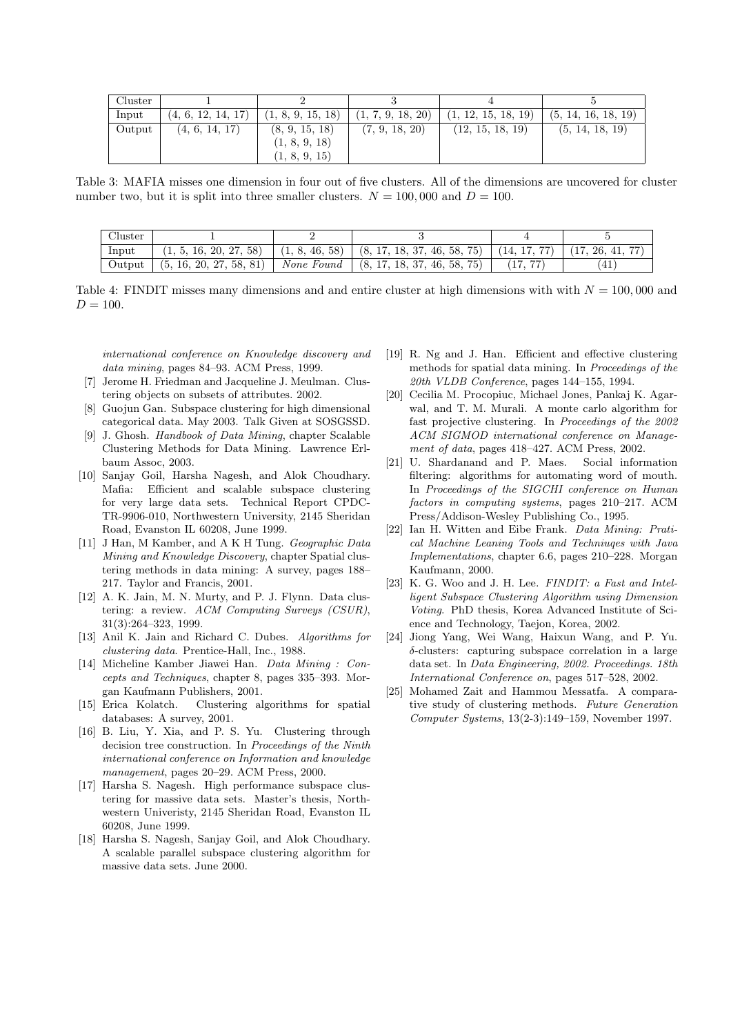| Cluster | 1 | 2 | 3 | 4 | 5 |
|---|---|---|---|---|---|
| Input | (4, 6, 12, 14, 17) | (1, 8, 9, 15, 18) | (1, 7, 9, 18, 20) | (1, 12, 15, 18, 19) | (5, 14, 16, 18, 19) |
| Output | (4, 6, 14, 17) | (8, 9, 15, 18)<br>(1, 8, 9, 18)<br>(1, 8, 9, 15) | (7, 9, 18, 20) | (12, 15, 18, 19) | (5, 14, 18, 19) |

Table 3: MAFIA misses one dimension in four out of five clusters. All of the dimensions are uncovered for cluster number two, but it is split into three smaller clusters. $N = 100,000$ and $D = 100$.

| Cluster | 1 | 2 | 3 | 4 | 5 |
|---|---|---|---|---|---|
| Input | (1, 5, 16, 20, 27, 58) | (1, 8, 46, 58) | (8, 17, 18, 37, 46, 58, 75) | (14, 17, 77) | (17, 26, 41, 77) |
| Output | (5, 16, 20, 27, 58, 81) | *None Found* | (8, 17, 18, 37, 46, 58, 75) | (17, 77) | (41) |

Table 4: FINDIT misses many dimensions and and entire cluster at high dimensions with with $N = 100,000$ and $D = 100$.

*international conference on Knowledge discovery and data mining*, pages 84–93. ACM Press, 1999.

[7] Jerome H. Friedman and Jacqueline J. Meulman. Clustering objects on subsets of attributes. 2002.

[8] Guojun Gan. Subspace clustering for high dimensional categorical data. May 2003. Talk Given at SOSGSSD.

[9] J. Ghosh. *Handbook of Data Mining*, chapter Scalable Clustering Methods for Data Mining. Lawrence Erlbaum Assoc, 2003.

[10] Sanjay Goil, Harsha Nagesh, and Alok Choudhary. Mafia: Efficient and scalable subspace clustering for very large data sets. Technical Report CPDC-TR-9906-010, Northwestern University, 2145 Sheridan Road, Evanston IL 60208, June 1999.

[11] J Han, M Kamber, and A K H Tung. *Geographic Data Mining and Knowledge Discovery*, chapter Spatial clustering methods in data mining: A survey, pages 188–217. Taylor and Francis, 2001.

[12] A. K. Jain, M. N. Murty, and P. J. Flynn. Data clustering: a review. *ACM Computing Surveys (CSUR)*, 31(3):264–323, 1999.

[13] Anil K. Jain and Richard C. Dubes. *Algorithms for clustering data*. Prentice-Hall, Inc., 1988.

[14] Micheline Kamber Jiawei Han. *Data Mining : Concepts and Techniques*, chapter 8, pages 335–393. Morgan Kaufmann Publishers, 2001.

[15] Erica Kolatch. Clustering algorithms for spatial databases: A survey, 2001.

[16] B. Liu, Y. Xia, and P. S. Yu. Clustering through decision tree construction. In *Proceedings of the Ninth international conference on Information and knowledge management*, pages 20–29. ACM Press, 2000.

[17] Harsha S. Nagesh. High performance subspace clustering for massive data sets. Master's thesis, Northwestern Univeristy, 2145 Sheridan Road, Evanston IL 60208, June 1999.

[18] Harsha S. Nagesh, Sanjay Goil, and Alok Choudhary. A scalable parallel subspace clustering algorithm for massive data sets. June 2000.

[19] R. Ng and J. Han. Efficient and effective clustering methods for spatial data mining. In *Proceedings of the 20th VLDB Conference*, pages 144–155, 1994.

[20] Cecilia M. Procopiuc, Michael Jones, Pankaj K. Agarwal, and T. M. Murali. A monte carlo algorithm for fast projective clustering. In *Proceedings of the 2002 ACM SIGMOD international conference on Management of data*, pages 418–427. ACM Press, 2002.

[21] U. Shardanand and P. Maes. Social information filtering: algorithms for automating word of mouth. In *Proceedings of the SIGCHI conference on Human factors in computing systems*, pages 210–217. ACM Press/Addison-Wesley Publishing Co., 1995.

[22] Ian H. Witten and Eibe Frank. *Data Mining: Pratical Machine Leaning Tools and Techniuqes with Java Implementations*, chapter 6.6, pages 210–228. Morgan Kaufmann, 2000.

[23] K. G. Woo and J. H. Lee. *FINDIT: a Fast and Intelligent Subspace Clustering Algorithm using Dimension Voting*. PhD thesis, Korea Advanced Institute of Science and Technology, Taejon, Korea, 2002.

[24] Jiong Yang, Wei Wang, Haixun Wang, and P. Yu. $\delta$-clusters: capturing subspace correlation in a large data set. In *Data Engineering, 2002. Proceedings. 18th International Conference on*, pages 517–528, 2002.

[25] Mohamed Zait and Hammou Messatfa. A comparative study of clustering methods. *Future Generation Computer Systems*, 13(2-3):149–159, November 1997.